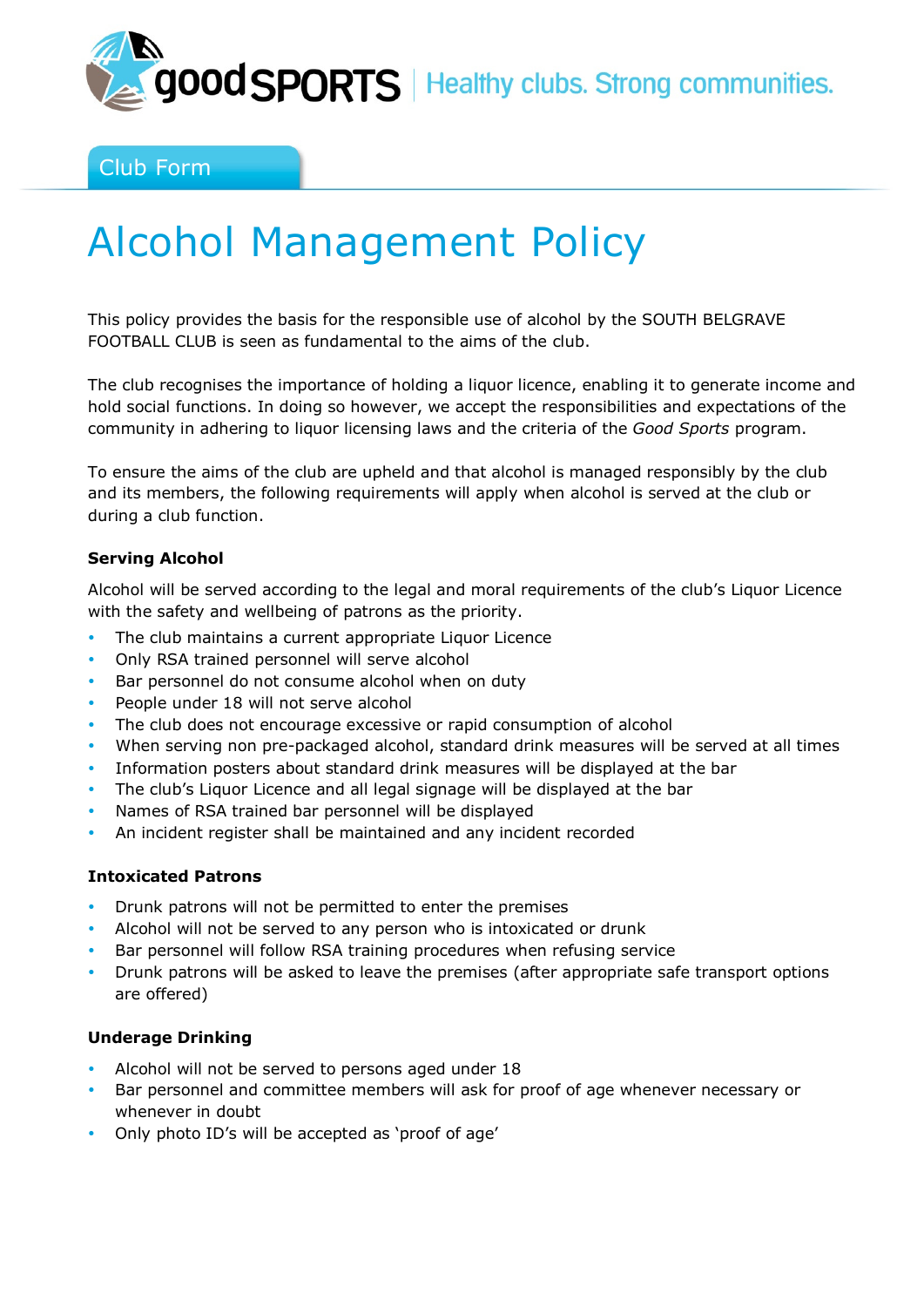goodSPORTS | Healthy clubs. Strong communities.

Club Form

# Alcohol Management Policy

This policy provides the basis for the responsible use of alcohol by the SOUTH BELGRAVE FOOTBALL CLUB is seen as fundamental to the aims of the club.

The club recognises the importance of holding a liquor licence, enabling it to generate income and hold social functions. In doing so however, we accept the responsibilities and expectations of the community in adhering to liquor licensing laws and the criteria of the *Good Sports* program.

To ensure the aims of the club are upheld and that alcohol is managed responsibly by the club and its members, the following requirements will apply when alcohol is served at the club or during a club function.

### Serving Alcohol

Alcohol will be served according to the legal and moral requirements of the club's Liquor Licence with the safety and wellbeing of patrons as the priority.

- The club maintains a current appropriate Liquor Licence
- Only RSA trained personnel will serve alcohol
- Bar personnel do not consume alcohol when on duty
- People under 18 will not serve alcohol
- The club does not encourage excessive or rapid consumption of alcohol
- When serving non pre-packaged alcohol, standard drink measures will be served at all times
- Information posters about standard drink measures will be displayed at the bar
- The club's Liquor Licence and all legal signage will be displayed at the bar
- Names of RSA trained bar personnel will be displayed
- An incident register shall be maintained and any incident recorded

### Intoxicated Patrons

- Drunk patrons will not be permitted to enter the premises
- Alcohol will not be served to any person who is intoxicated or drunk
- Bar personnel will follow RSA training procedures when refusing service
- Drunk patrons will be asked to leave the premises (after appropriate safe transport options are offered)

### Underage Drinking

- Alcohol will not be served to persons aged under 18
- Bar personnel and committee members will ask for proof of age whenever necessary or whenever in doubt
- Only photo ID's will be accepted as 'proof of age'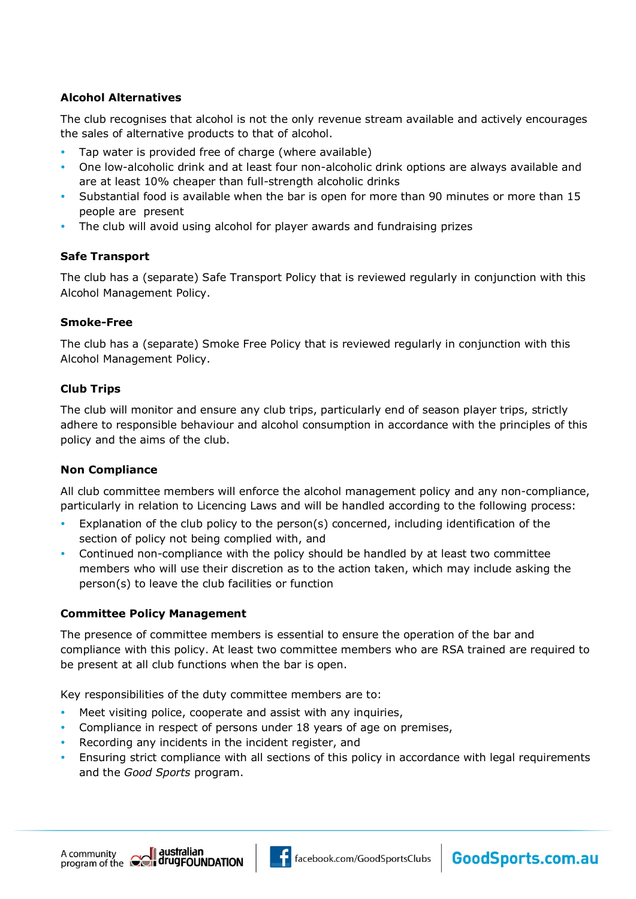**Alcohol Alternatives**

The club recognises that alcohol is not the only revenue stream available and actively encourages the sales of alternative products to that of alcohol.

- Tap water is provided free of charge (where available)
- One low-alcoholic drink and at least four non-alcoholic drink options are always available and are at least 10% cheaper than full-strength alcoholic drinks
- Substantial food is available when the bar is open for more than 90 minutes or more than 15 people are present
- The club will avoid using alcohol for player awards and fundraising prizes

**Safe Transport**

The club has a (separate) Safe Transport Policy that is reviewed regularly in conjunction with this Alcohol Management Policy.

**Smoke-Free**

The club has a (separate) Smoke Free Policy that is reviewed regularly in conjunction with this Alcohol Management Policy.

**Club Trips**

The club will monitor and ensure any club trips, particularly end of season player trips, strictly adhere to responsible behaviour and alcohol consumption in accordance with the principles of this policy and the aims of the club.

**Non Compliance**

All club committee members will enforce the alcohol management policy and any non-compliance, particularly in relation to Licencing Laws and will be handled according to the following process:

- Explanation of the club policy to the person(s) concerned, including identification of the section of policy not being complied with, and
- Continued non-compliance with the policy should be handled by at least two committee members who will use their discretion as to the action taken, which may include asking the person(s) to leave the club facilities or function

**Committee Policy Management**

The presence of committee members is essential to ensure the operation of the bar and compliance with this policy. At least two committee members who are RSA trained are required to be present at all club functions when the bar is open.

Key responsibilities of the duty committee members are to:

- Meet visiting police, cooperate and assist with any inquiries,
- Compliance in respect of persons under 18 years of age on premises,
- Recording any incidents in the incident register, and
- Ensuring strict compliance with all sections of this policy in accordance with legal requirements and the *Good Sports* program.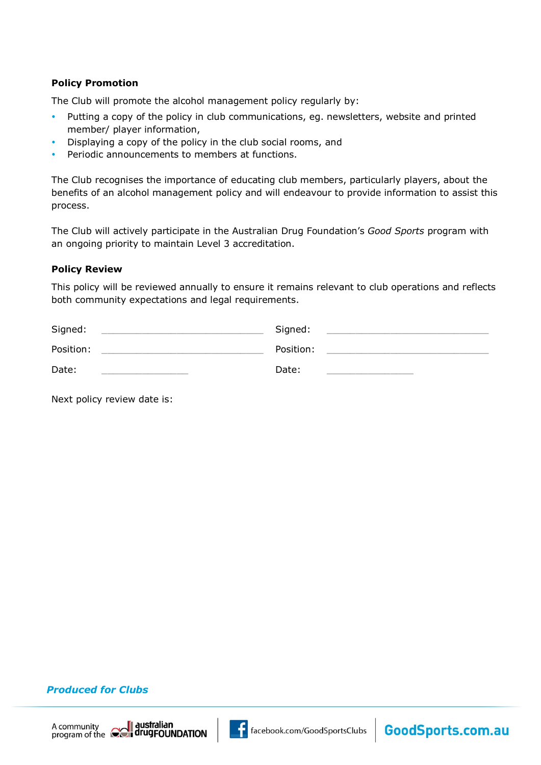**Policy Promotion**

The Club will promote the alcohol management policy regularly by:

- Putting a copy of the policy in club communications, eg. newsletters, website and printed member/ player information,
- Displaying a copy of the policy in the club social rooms, and
- Periodic announcements to members at functions.

The Club recognises the importance of educating club members, particularly players, about the benefits of an alcohol management policy and will endeavour to provide information to assist this process.

The Club will actively participate in the Australian Drug Foundation's *Good Sports* program with an ongoing priority to maintain Level 3 accreditation.

**Policy Review**

This policy will be reviewed annually to ensure it remains relevant to club operations and reflects both community expectations and legal requirements.

Signed: ______________________________ Signed: ______________________________

Position: ______________________________ Position: ______________________________

Date: _______________ Date: _______________

Next policy review date is: